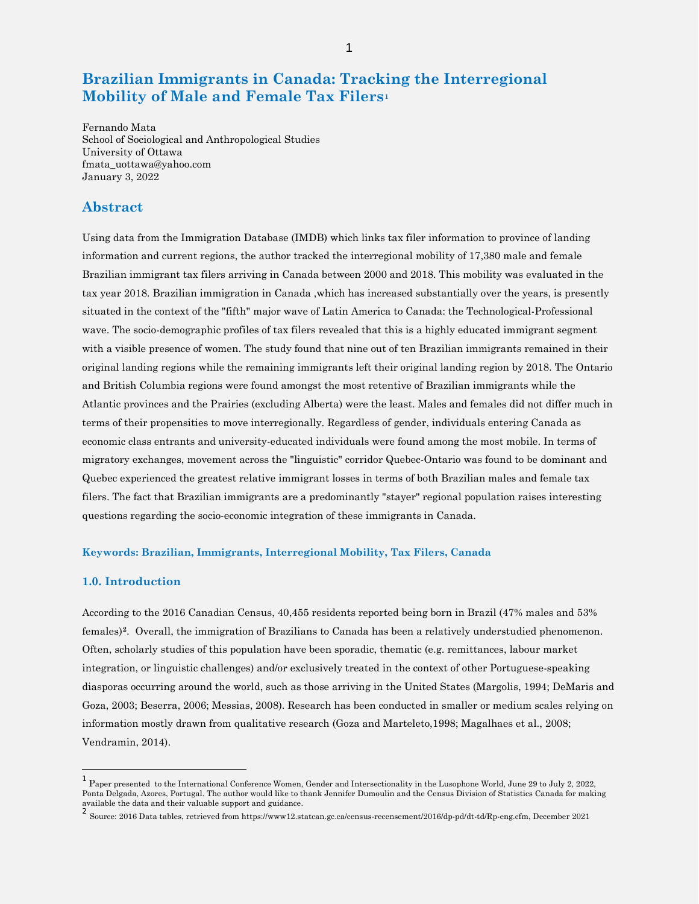# Brazilian Immigrants in Canada: Tracking the Interregional Mobility of Male and Female Tax Filers[1]

Fernando Mata
School of Sociological and Anthropological Studies
University of Ottawa
fmata_uottawa@yahoo.com
January 3, 2022

## Abstract

Using data from the Immigration Database (IMDB) which links tax filer information to province of landing information and current regions, the author tracked the interregional mobility of 17,380 male and female Brazilian immigrant tax filers arriving in Canada between 2000 and 2018. This mobility was evaluated in the tax year 2018. Brazilian immigration in Canada ,which has increased substantially over the years, is presently situated in the context of the "fifth" major wave of Latin America to Canada: the Technological-Professional wave. The socio-demographic profiles of tax filers revealed that this is a highly educated immigrant segment with a visible presence of women. The study found that nine out of ten Brazilian immigrants remained in their original landing regions while the remaining immigrants left their original landing region by 2018. The Ontario and British Columbia regions were found amongst the most retentive of Brazilian immigrants while the Atlantic provinces and the Prairies (excluding Alberta) were the least. Males and females did not differ much in terms of their propensities to move interregionally. Regardless of gender, individuals entering Canada as economic class entrants and university-educated individuals were found among the most mobile. In terms of migratory exchanges, movement across the "linguistic" corridor Quebec-Ontario was found to be dominant and Quebec experienced the greatest relative immigrant losses in terms of both Brazilian males and female tax filers. The fact that Brazilian immigrants are a predominantly "stayer" regional population raises interesting questions regarding the socio-economic integration of these immigrants in Canada.

**Keywords: Brazilian, Immigrants, Interregional Mobility, Tax Filers, Canada**

### 1.0. Introduction

According to the 2016 Canadian Census, 40,455 residents reported being born in Brazil (47% males and 53% females)[2]. Overall, the immigration of Brazilians to Canada has been a relatively understudied phenomenon. Often, scholarly studies of this population have been sporadic, thematic (e.g. remittances, labour market integration, or linguistic challenges) and/or exclusively treated in the context of other Portuguese-speaking diasporas occurring around the world, such as those arriving in the United States (Margolis, 1994; DeMaris and Goza, 2003; Beserra, 2006; Messias, 2008). Research has been conducted in smaller or medium scales relying on information mostly drawn from qualitative research (Goza and Marteleto,1998; Magalhaes et al., 2008; Vendramin, 2014).

---

[1] Paper presented to the International Conference Women, Gender and Intersectionality in the Lusophone World, June 29 to July 2, 2022, Ponta Delgada, Azores, Portugal. The author would like to thank Jennifer Dumoulin and the Census Division of Statistics Canada for making available the data and their valuable support and guidance.

[2] Source: 2016 Data tables, retrieved from https://www12.statcan.gc.ca/census-recensement/2016/dp-pd/dt-td/Rp-eng.cfm, December 2021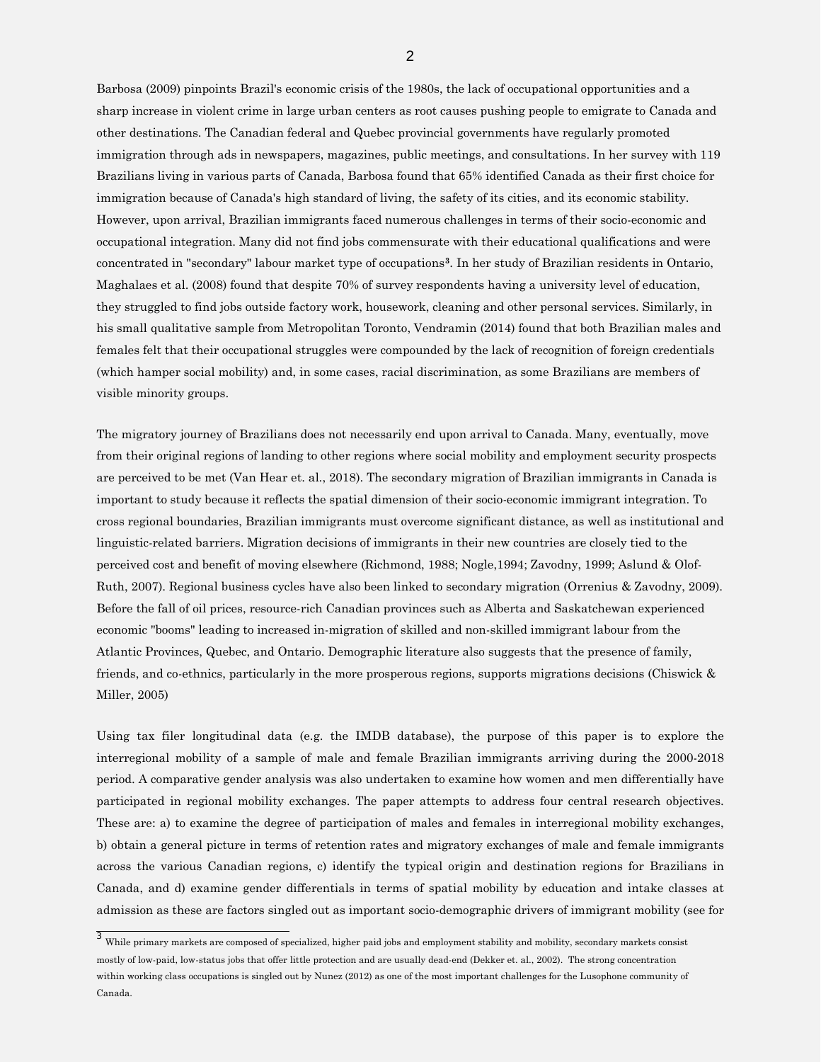Barbosa (2009) pinpoints Brazil's economic crisis of the 1980s, the lack of occupational opportunities and a sharp increase in violent crime in large urban centers as root causes pushing people to emigrate to Canada and other destinations. The Canadian federal and Quebec provincial governments have regularly promoted immigration through ads in newspapers, magazines, public meetings, and consultations. In her survey with 119 Brazilians living in various parts of Canada, Barbosa found that 65% identified Canada as their first choice for immigration because of Canada's high standard of living, the safety of its cities, and its economic stability. However, upon arrival, Brazilian immigrants faced numerous challenges in terms of their socio-economic and occupational integration. Many did not find jobs commensurate with their educational qualifications and were concentrated in "secondary" labour market type of occupations[3]. In her study of Brazilian residents in Ontario, Maghalaes et al. (2008) found that despite 70% of survey respondents having a university level of education, they struggled to find jobs outside factory work, housework, cleaning and other personal services. Similarly, in his small qualitative sample from Metropolitan Toronto, Vendramin (2014) found that both Brazilian males and females felt that their occupational struggles were compounded by the lack of recognition of foreign credentials (which hamper social mobility) and, in some cases, racial discrimination, as some Brazilians are members of visible minority groups.

The migratory journey of Brazilians does not necessarily end upon arrival to Canada. Many, eventually, move from their original regions of landing to other regions where social mobility and employment security prospects are perceived to be met (Van Hear et. al., 2018). The secondary migration of Brazilian immigrants in Canada is important to study because it reflects the spatial dimension of their socio-economic immigrant integration. To cross regional boundaries, Brazilian immigrants must overcome significant distance, as well as institutional and linguistic-related barriers. Migration decisions of immigrants in their new countries are closely tied to the perceived cost and benefit of moving elsewhere (Richmond, 1988; Nogle,1994; Zavodny, 1999; Aslund & Olof-Ruth, 2007). Regional business cycles have also been linked to secondary migration (Orrenius & Zavodny, 2009). Before the fall of oil prices, resource-rich Canadian provinces such as Alberta and Saskatchewan experienced economic "booms" leading to increased in-migration of skilled and non-skilled immigrant labour from the Atlantic Provinces, Quebec, and Ontario. Demographic literature also suggests that the presence of family, friends, and co-ethnics, particularly in the more prosperous regions, supports migrations decisions (Chiswick & Miller, 2005)

Using tax filer longitudinal data (e.g. the IMDB database), the purpose of this paper is to explore the interregional mobility of a sample of male and female Brazilian immigrants arriving during the 2000-2018 period. A comparative gender analysis was also undertaken to examine how women and men differentially have participated in regional mobility exchanges. The paper attempts to address four central research objectives. These are: a) to examine the degree of participation of males and females in interregional mobility exchanges, b) obtain a general picture in terms of retention rates and migratory exchanges of male and female immigrants across the various Canadian regions, c) identify the typical origin and destination regions for Brazilians in Canada, and d) examine gender differentials in terms of spatial mobility by education and intake classes at admission as these are factors singled out as important socio-demographic drivers of immigrant mobility (see for

[3] While primary markets are composed of specialized, higher paid jobs and employment stability and mobility, secondary markets consist mostly of low-paid, low-status jobs that offer little protection and are usually dead-end (Dekker et. al., 2002). The strong concentration within working class occupations is singled out by Nunez (2012) as one of the most important challenges for the Lusophone community of Canada.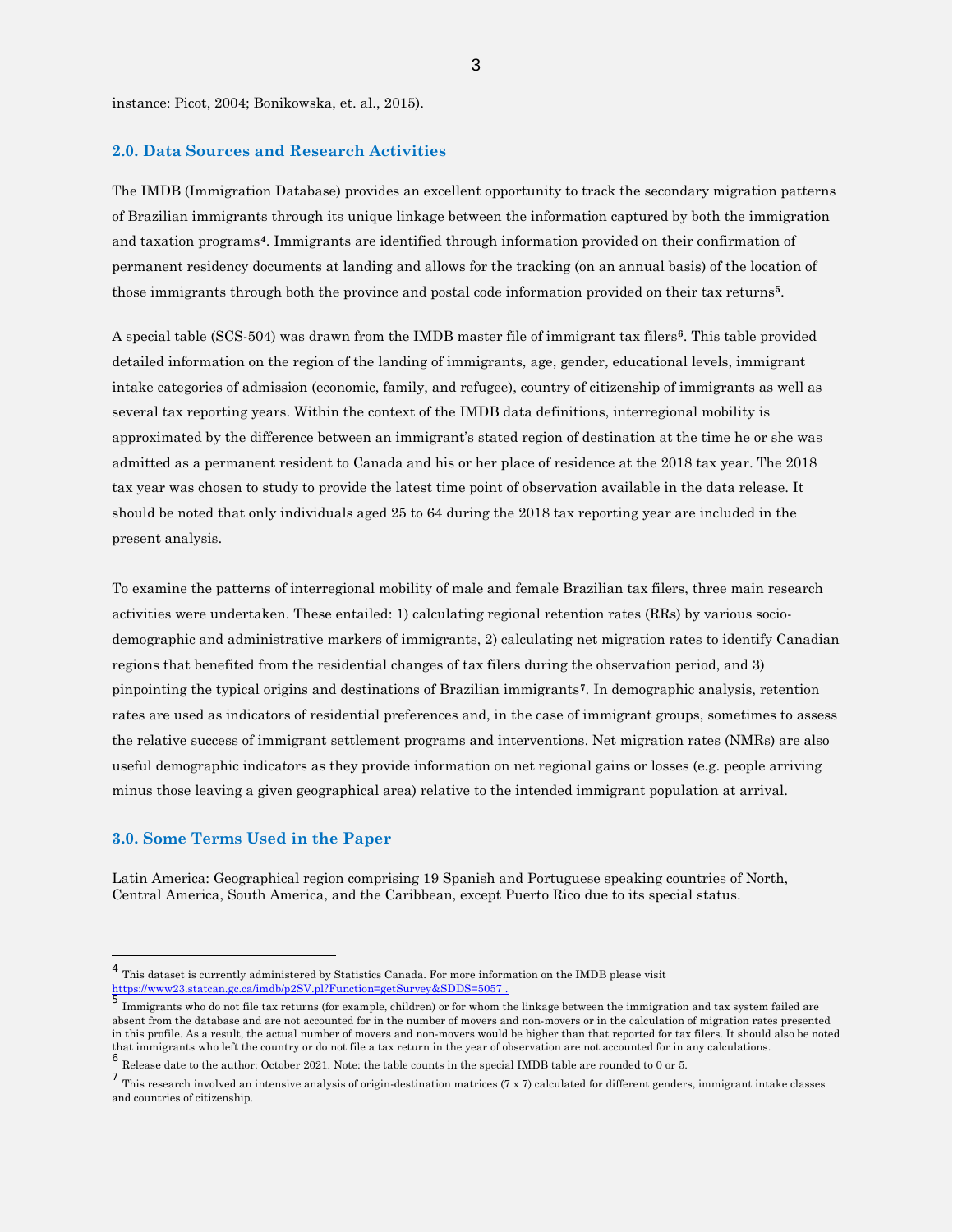instance: Picot, 2004; Bonikowska, et. al., 2015).

## 2.0. Data Sources and Research Activities

The IMDB (Immigration Database) provides an excellent opportunity to track the secondary migration patterns of Brazilian immigrants through its unique linkage between the information captured by both the immigration and taxation programs[4]. Immigrants are identified through information provided on their confirmation of permanent residency documents at landing and allows for the tracking (on an annual basis) of the location of those immigrants through both the province and postal code information provided on their tax returns[5].

A special table (SCS-504) was drawn from the IMDB master file of immigrant tax filers[6]. This table provided detailed information on the region of the landing of immigrants, age, gender, educational levels, immigrant intake categories of admission (economic, family, and refugee), country of citizenship of immigrants as well as several tax reporting years. Within the context of the IMDB data definitions, interregional mobility is approximated by the difference between an immigrant's stated region of destination at the time he or she was admitted as a permanent resident to Canada and his or her place of residence at the 2018 tax year. The 2018 tax year was chosen to study to provide the latest time point of observation available in the data release. It should be noted that only individuals aged 25 to 64 during the 2018 tax reporting year are included in the present analysis.

To examine the patterns of interregional mobility of male and female Brazilian tax filers, three main research activities were undertaken. These entailed: 1) calculating regional retention rates (RRs) by various socio-demographic and administrative markers of immigrants, 2) calculating net migration rates to identify Canadian regions that benefited from the residential changes of tax filers during the observation period, and 3) pinpointing the typical origins and destinations of Brazilian immigrants[7]. In demographic analysis, retention rates are used as indicators of residential preferences and, in the case of immigrant groups, sometimes to assess the relative success of immigrant settlement programs and interventions. Net migration rates (NMRs) are also useful demographic indicators as they provide information on net regional gains or losses (e.g. people arriving minus those leaving a given geographical area) relative to the intended immigrant population at arrival.

## 3.0. Some Terms Used in the Paper

Latin America: Geographical region comprising 19 Spanish and Portuguese speaking countries of North, Central America, South America, and the Caribbean, except Puerto Rico due to its special status.

---

[4] This dataset is currently administered by Statistics Canada. For more information on the IMDB please visit https://www23.statcan.gc.ca/imdb/p2SV.pl?Function=getSurvey&SDDS=5057 .

[5] Immigrants who do not file tax returns (for example, children) or for whom the linkage between the immigration and tax system failed are absent from the database and are not accounted for in the number of movers and non-movers or in the calculation of migration rates presented in this profile. As a result, the actual number of movers and non-movers would be higher than that reported for tax filers. It should also be noted that immigrants who left the country or do not file a tax return in the year of observation are not accounted for in any calculations.

[6] Release date to the author: October 2021. Note: the table counts in the special IMDB table are rounded to 0 or 5.

[7] This research involved an intensive analysis of origin-destination matrices (7 x 7) calculated for different genders, immigrant intake classes and countries of citizenship.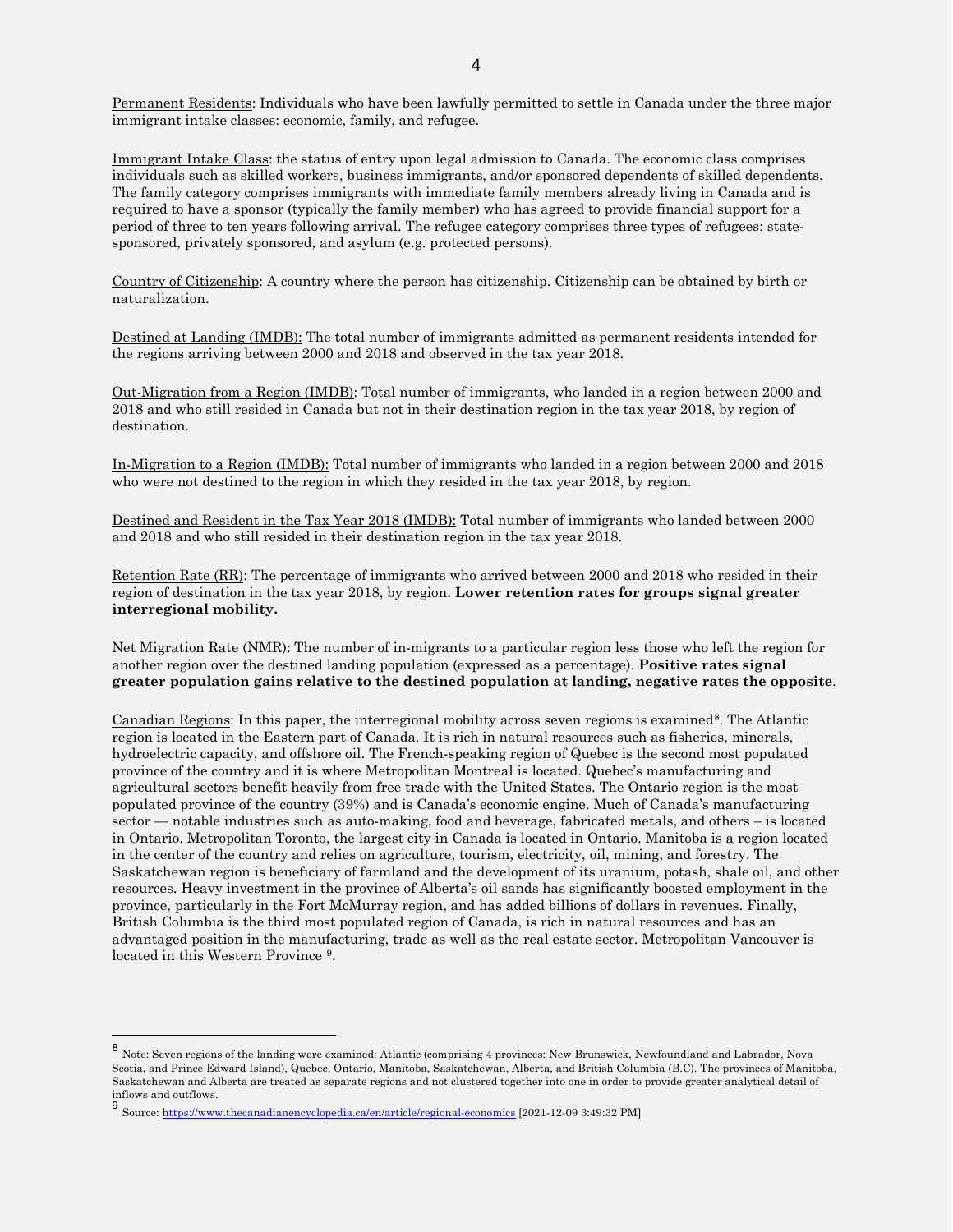Permanent Residents: Individuals who have been lawfully permitted to settle in Canada under the three major immigrant intake classes: economic, family, and refugee.

Immigrant Intake Class: the status of entry upon legal admission to Canada. The economic class comprises individuals such as skilled workers, business immigrants, and/or sponsored dependents of skilled dependents. The family category comprises immigrants with immediate family members already living in Canada and is required to have a sponsor (typically the family member) who has agreed to provide financial support for a period of three to ten years following arrival. The refugee category comprises three types of refugees: state-sponsored, privately sponsored, and asylum (e.g. protected persons).

Country of Citizenship: A country where the person has citizenship. Citizenship can be obtained by birth or naturalization.

Destined at Landing (IMDB): The total number of immigrants admitted as permanent residents intended for the regions arriving between 2000 and 2018 and observed in the tax year 2018.

Out-Migration from a Region (IMDB): Total number of immigrants, who landed in a region between 2000 and 2018 and who still resided in Canada but not in their destination region in the tax year 2018, by region of destination.

In-Migration to a Region (IMDB): Total number of immigrants who landed in a region between 2000 and 2018 who were not destined to the region in which they resided in the tax year 2018, by region.

Destined and Resident in the Tax Year 2018 (IMDB): Total number of immigrants who landed between 2000 and 2018 and who still resided in their destination region in the tax year 2018.

Retention Rate (RR): The percentage of immigrants who arrived between 2000 and 2018 who resided in their region of destination in the tax year 2018, by region. **Lower retention rates for groups signal greater interregional mobility.**

Net Migration Rate (NMR): The number of in-migrants to a particular region less those who left the region for another region over the destined landing population (expressed as a percentage). **Positive rates signal greater population gains relative to the destined population at landing, negative rates the opposite**.

Canadian Regions: In this paper, the interregional mobility across seven regions is examined[8]. The Atlantic region is located in the Eastern part of Canada. It is rich in natural resources such as fisheries, minerals, hydroelectric capacity, and offshore oil. The French-speaking region of Quebec is the second most populated province of the country and it is where Metropolitan Montreal is located. Quebec's manufacturing and agricultural sectors benefit heavily from free trade with the United States. The Ontario region is the most populated province of the country (39%) and is Canada's economic engine. Much of Canada's manufacturing sector — notable industries such as auto-making, food and beverage, fabricated metals, and others – is located in Ontario. Metropolitan Toronto, the largest city in Canada is located in Ontario. Manitoba is a region located in the center of the country and relies on agriculture, tourism, electricity, oil, mining, and forestry. The Saskatchewan region is beneficiary of farmland and the development of its uranium, potash, shale oil, and other resources. Heavy investment in the province of Alberta's oil sands has significantly boosted employment in the province, particularly in the Fort McMurray region, and has added billions of dollars in revenues. Finally, British Columbia is the third most populated region of Canada, is rich in natural resources and has an advantaged position in the manufacturing, trade as well as the real estate sector. Metropolitan Vancouver is located in this Western Province [9].

---

[8] Note: Seven regions of the landing were examined: Atlantic (comprising 4 provinces: New Brunswick, Newfoundland and Labrador, Nova Scotia, and Prince Edward Island), Quebec, Ontario, Manitoba, Saskatchewan, Alberta, and British Columbia (B.C). The provinces of Manitoba, Saskatchewan and Alberta are treated as separate regions and not clustered together into one in order to provide greater analytical detail of inflows and outflows.

[9] Source: https://www.thecanadianencyclopedia.ca/en/article/regional-economics [2021-12-09 3:49:32 PM]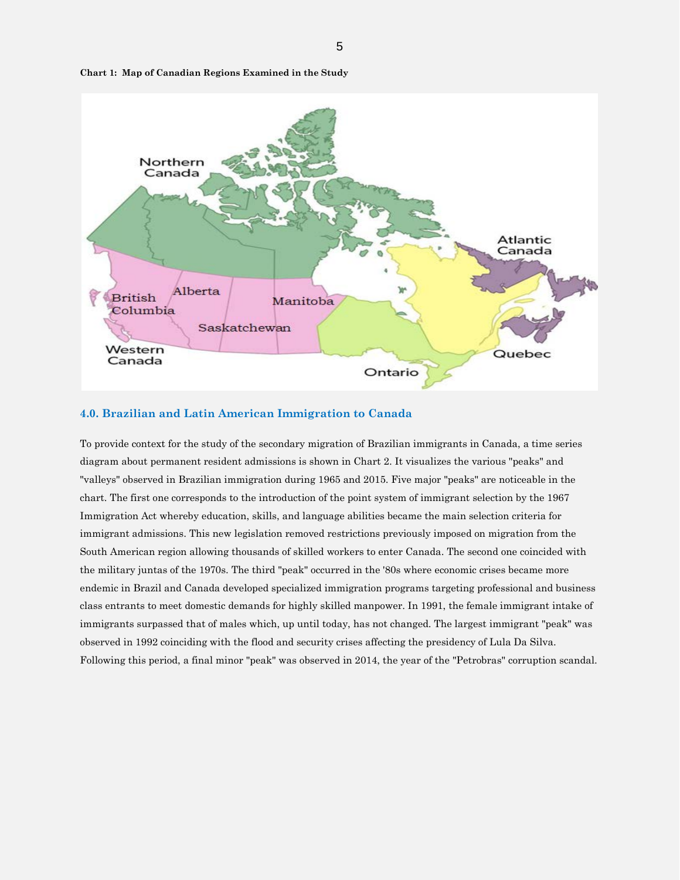**Chart 1: Map of Canadian Regions Examined in the Study**

## 4.0. Brazilian and Latin American Immigration to Canada

To provide context for the study of the secondary migration of Brazilian immigrants in Canada, a time series diagram about permanent resident admissions is shown in Chart 2. It visualizes the various "peaks" and "valleys" observed in Brazilian immigration during 1965 and 2015. Five major "peaks" are noticeable in the chart. The first one corresponds to the introduction of the point system of immigrant selection by the 1967 Immigration Act whereby education, skills, and language abilities became the main selection criteria for immigrant admissions. This new legislation removed restrictions previously imposed on migration from the South American region allowing thousands of skilled workers to enter Canada. The second one coincided with the military juntas of the 1970s. The third "peak" occurred in the '80s where economic crises became more endemic in Brazil and Canada developed specialized immigration programs targeting professional and business class entrants to meet domestic demands for highly skilled manpower. In 1991, the female immigrant intake of immigrants surpassed that of males which, up until today, has not changed. The largest immigrant "peak" was observed in 1992 coinciding with the flood and security crises affecting the presidency of Lula Da Silva. Following this period, a final minor "peak" was observed in 2014, the year of the "Petrobras" corruption scandal.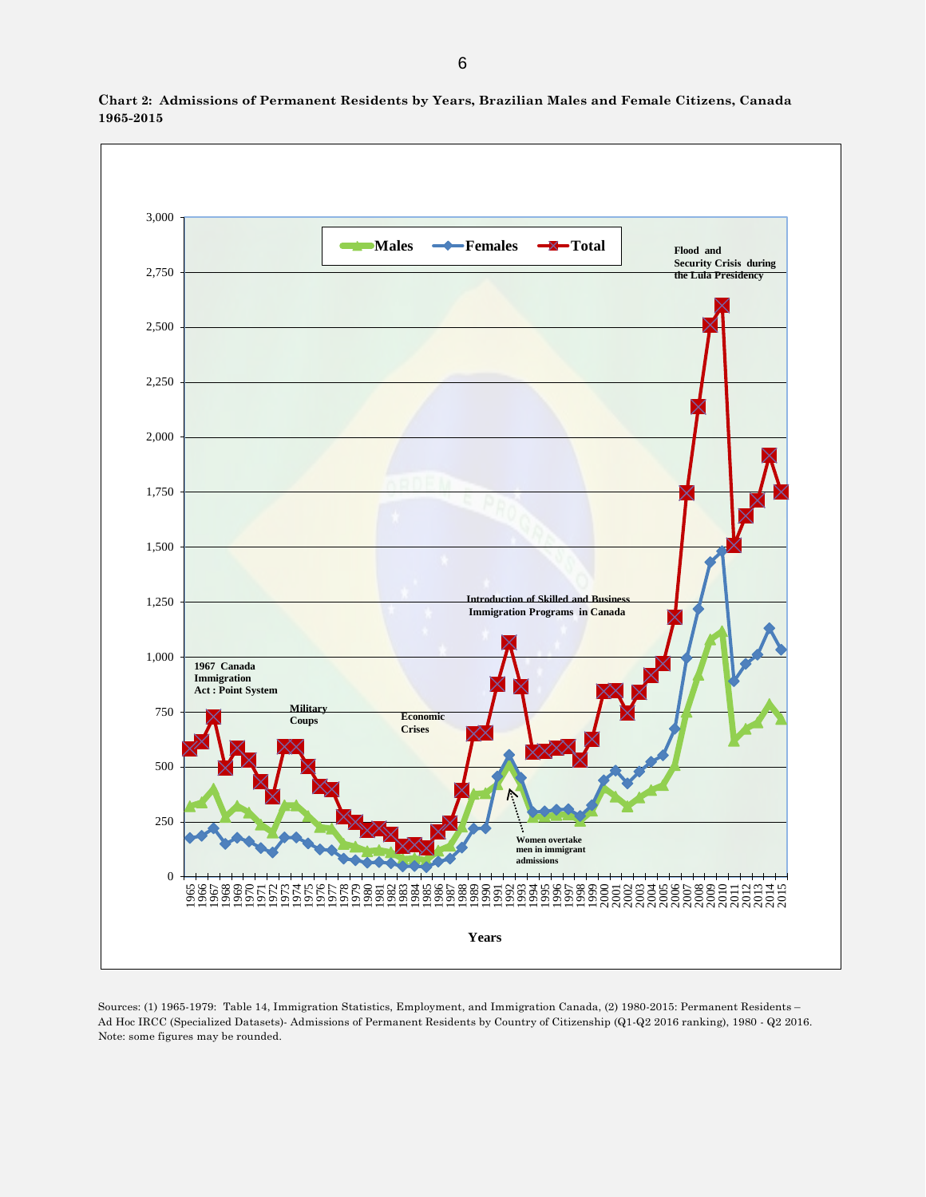**Chart 2: Admissions of Permanent Residents by Years, Brazilian Males and Female Citizens, Canada 1965-2015**

Sources: (1) 1965-1979: Table 14, Immigration Statistics, Employment, and Immigration Canada, (2) 1980-2015: Permanent Residents – Ad Hoc IRCC (Specialized Datasets)- Admissions of Permanent Residents by Country of Citizenship (Q1-Q2 2016 ranking), 1980 - Q2 2016. Note: some figures may be rounded.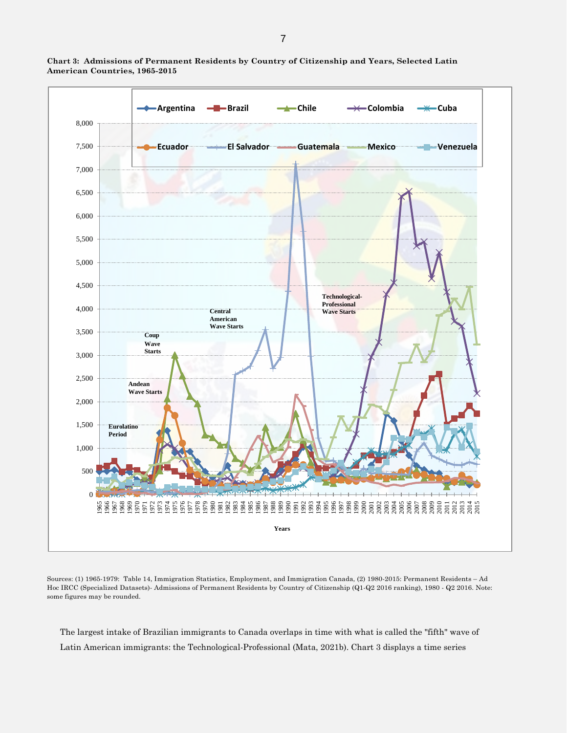**Chart 3: Admissions of Permanent Residents by Country of Citizenship and Years, Selected Latin American Countries, 1965-2015**

Sources: (1) 1965-1979: Table 14, Immigration Statistics, Employment, and Immigration Canada, (2) 1980-2015: Permanent Residents – Ad Hoc IRCC (Specialized Datasets)- Admissions of Permanent Residents by Country of Citizenship (Q1-Q2 2016 ranking), 1980 - Q2 2016. Note: some figures may be rounded.

The largest intake of Brazilian immigrants to Canada overlaps in time with what is called the "fifth" wave of Latin American immigrants: the Technological-Professional (Mata, 2021b). Chart 3 displays a time series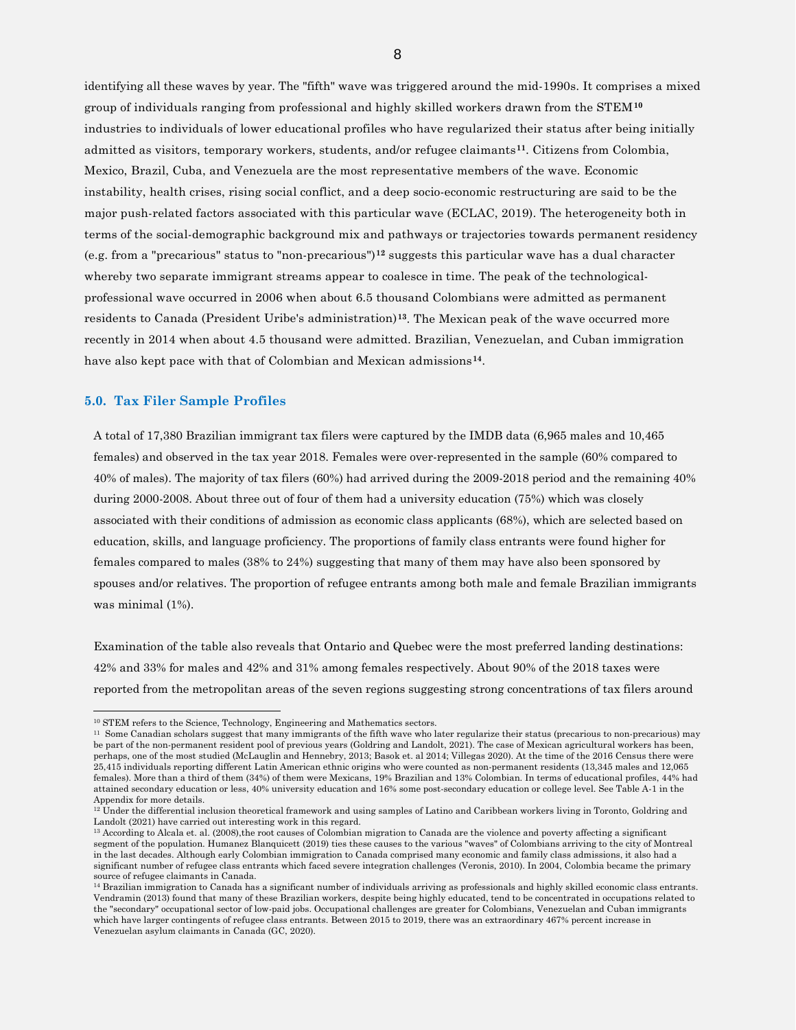identifying all these waves by year. The "fifth" wave was triggered around the mid-1990s. It comprises a mixed group of individuals ranging from professional and highly skilled workers drawn from the STEM[10] industries to individuals of lower educational profiles who have regularized their status after being initially admitted as visitors, temporary workers, students, and/or refugee claimants[11]. Citizens from Colombia, Mexico, Brazil, Cuba, and Venezuela are the most representative members of the wave. Economic instability, health crises, rising social conflict, and a deep socio-economic restructuring are said to be the major push-related factors associated with this particular wave (ECLAC, 2019). The heterogeneity both in terms of the social-demographic background mix and pathways or trajectories towards permanent residency (e.g. from a "precarious" status to "non-precarious")[12] suggests this particular wave has a dual character whereby two separate immigrant streams appear to coalesce in time. The peak of the technological-professional wave occurred in 2006 when about 6.5 thousand Colombians were admitted as permanent residents to Canada (President Uribe's administration)[13]. The Mexican peak of the wave occurred more recently in 2014 when about 4.5 thousand were admitted. Brazilian, Venezuelan, and Cuban immigration have also kept pace with that of Colombian and Mexican admissions[14].

## 5.0. Tax Filer Sample Profiles

A total of 17,380 Brazilian immigrant tax filers were captured by the IMDB data (6,965 males and 10,465 females) and observed in the tax year 2018. Females were over-represented in the sample (60% compared to 40% of males). The majority of tax filers (60%) had arrived during the 2009-2018 period and the remaining 40% during 2000-2008. About three out of four of them had a university education (75%) which was closely associated with their conditions of admission as economic class applicants (68%), which are selected based on education, skills, and language proficiency. The proportions of family class entrants were found higher for females compared to males (38% to 24%) suggesting that many of them may have also been sponsored by spouses and/or relatives. The proportion of refugee entrants among both male and female Brazilian immigrants was minimal (1%).

Examination of the table also reveals that Ontario and Quebec were the most preferred landing destinations: 42% and 33% for males and 42% and 31% among females respectively. About 90% of the 2018 taxes were reported from the metropolitan areas of the seven regions suggesting strong concentrations of tax filers around

---

[10] STEM refers to the Science, Technology, Engineering and Mathematics sectors.

[11] Some Canadian scholars suggest that many immigrants of the fifth wave who later regularize their status (precarious to non-precarious) may be part of the non-permanent resident pool of previous years (Goldring and Landolt, 2021). The case of Mexican agricultural workers has been, perhaps, one of the most studied (McLaughlin and Hennebry, 2013; Basok et. al 2014; Villegas 2020). At the time of the 2016 Census there were 25,415 individuals reporting different Latin American ethnic origins who were counted as non-permanent residents (13,345 males and 12,065 females). More than a third of them (34%) of them were Mexicans, 19% Brazilian and 13% Colombian. In terms of educational profiles, 44% had attained secondary education or less, 40% university education and 16% some post-secondary education or college level. See Table A-1 in the Appendix for more details.

[12] Under the differential inclusion theoretical framework and using samples of Latino and Caribbean workers living in Toronto, Goldring and Landolt (2021) have carried out interesting work in this regard.

[13] According to Alcala et. al. (2008),the root causes of Colombian migration to Canada are the violence and poverty affecting a significant segment of the population. Humanez Blanquicett (2019) ties these causes to the various "waves" of Colombians arriving to the city of Montreal in the last decades. Although early Colombian immigration to Canada comprised many economic and family class admissions, it also had a significant number of refugee class entrants which faced severe integration challenges (Veronis, 2010). In 2004, Colombia became the primary source of refugee claimants in Canada.

[14] Brazilian immigration to Canada has a significant number of individuals arriving as professionals and highly skilled economic class entrants. Vendramin (2013) found that many of these Brazilian workers, despite being highly educated, tend to be concentrated in occupations related to the "secondary" occupational sector of low-paid jobs. Occupational challenges are greater for Colombians, Venezuelan and Cuban immigrants which have larger contingents of refugee class entrants. Between 2015 to 2019, there was an extraordinary 467% percent increase in Venezuelan asylum claimants in Canada (GC, 2020).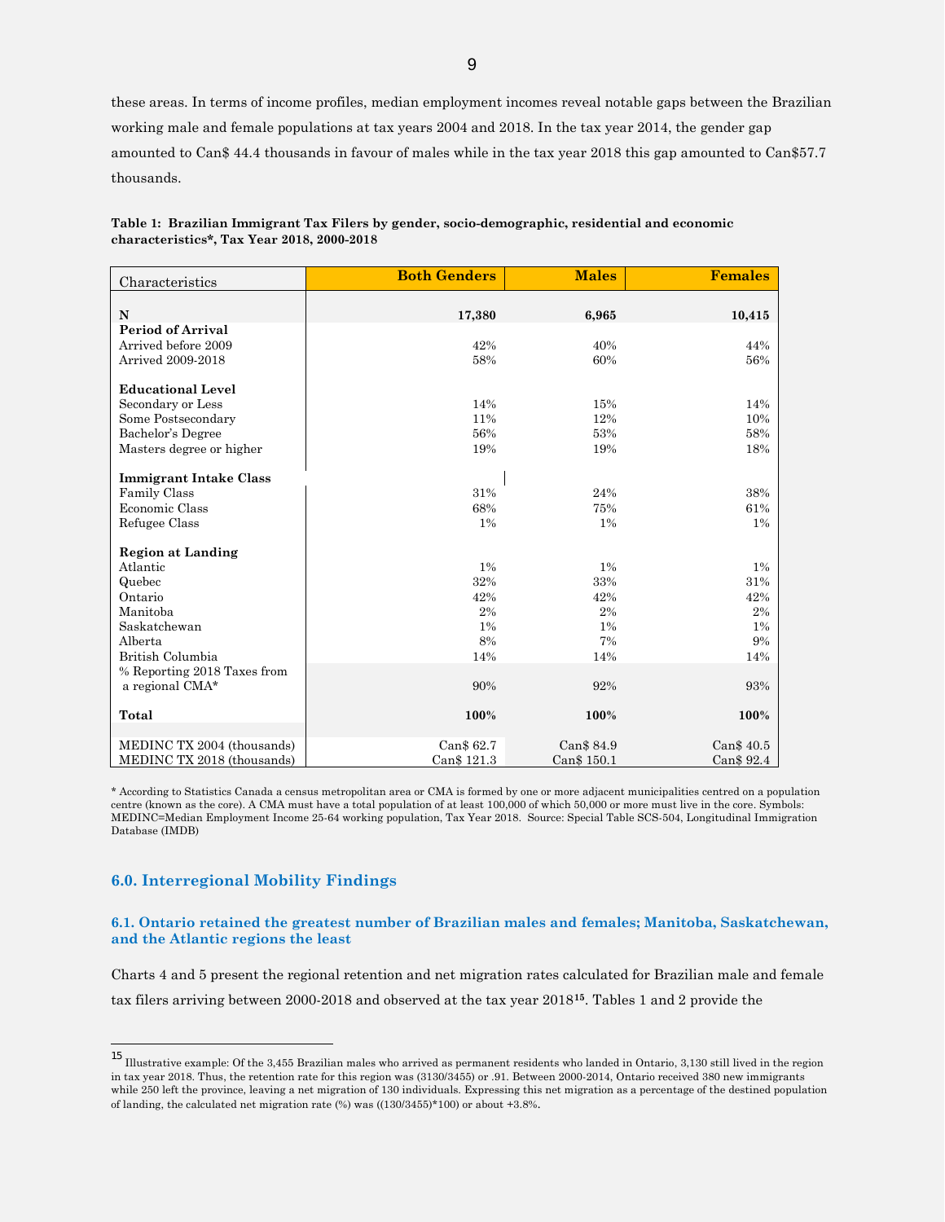these areas. In terms of income profiles, median employment incomes reveal notable gaps between the Brazilian working male and female populations at tax years 2004 and 2018. In the tax year 2014, the gender gap amounted to Can$ 44.4 thousands in favour of males while in the tax year 2018 this gap amounted to Can$57.7 thousands.

**Table 1: Brazilian Immigrant Tax Filers by gender, socio-demographic, residential and economic characteristics*, Tax Year 2018, 2000-2018**

| Characteristics | Both Genders | Males | Females |
|---|---|---|---|
| **N** | **17,380** | **6,965** | **10,415** |
| **Period of Arrival** | | | |
| Arrived before 2009 | 42% | 40% | 44% |
| Arrived 2009-2018 | 58% | 60% | 56% |
| **Educational Level** | | | |
| Secondary or Less | 14% | 15% | 14% |
| Some Postsecondary | 11% | 12% | 10% |
| Bachelor's Degree | 56% | 53% | 58% |
| Masters degree or higher | 19% | 19% | 18% |
| **Immigrant Intake Class** | | | |
| Family Class | 31% | 24% | 38% |
| Economic Class | 68% | 75% | 61% |
| Refugee Class | 1% | 1% | 1% |
| **Region at Landing** | | | |
| Atlantic | 1% | 1% | 1% |
| Quebec | 32% | 33% | 31% |
| Ontario | 42% | 42% | 42% |
| Manitoba | 2% | 2% | 2% |
| Saskatchewan | 1% | 1% | 1% |
| Alberta | 8% | 7% | 9% |
| British Columbia | 14% | 14% | 14% |
| % Reporting 2018 Taxes from a regional CMA* | 90% | 92% | 93% |
| **Total** | **100%** | **100%** | **100%** |
| MEDINC TX 2004 (thousands) | Can$ 62.7 | Can$ 84.9 | Can$ 40.5 |
| MEDINC TX 2018 (thousands) | Can$ 121.3 | Can$ 150.1 | Can$ 92.4 |

* According to Statistics Canada a census metropolitan area or CMA is formed by one or more adjacent municipalities centred on a population centre (known as the core). A CMA must have a total population of at least 100,000 of which 50,000 or more must live in the core. Symbols: MEDINC=Median Employment Income 25-64 working population, Tax Year 2018. Source: Special Table SCS-504, Longitudinal Immigration Database (IMDB)

## 6.0. Interregional Mobility Findings

### 6.1. Ontario retained the greatest number of Brazilian males and females; Manitoba, Saskatchewan, and the Atlantic regions the least

Charts 4 and 5 present the regional retention and net migration rates calculated for Brazilian male and female tax filers arriving between 2000-2018 and observed at the tax year 2018[15]. Tables 1 and 2 provide the

[15] Illustrative example: Of the 3,455 Brazilian males who arrived as permanent residents who landed in Ontario, 3,130 still lived in the region in tax year 2018. Thus, the retention rate for this region was (3130/3455) or .91. Between 2000-2014, Ontario received 380 new immigrants while 250 left the province, leaving a net migration of 130 individuals. Expressing this net migration as a percentage of the destined population of landing, the calculated net migration rate (%) was ((130/3455)*100) or about +3.8%.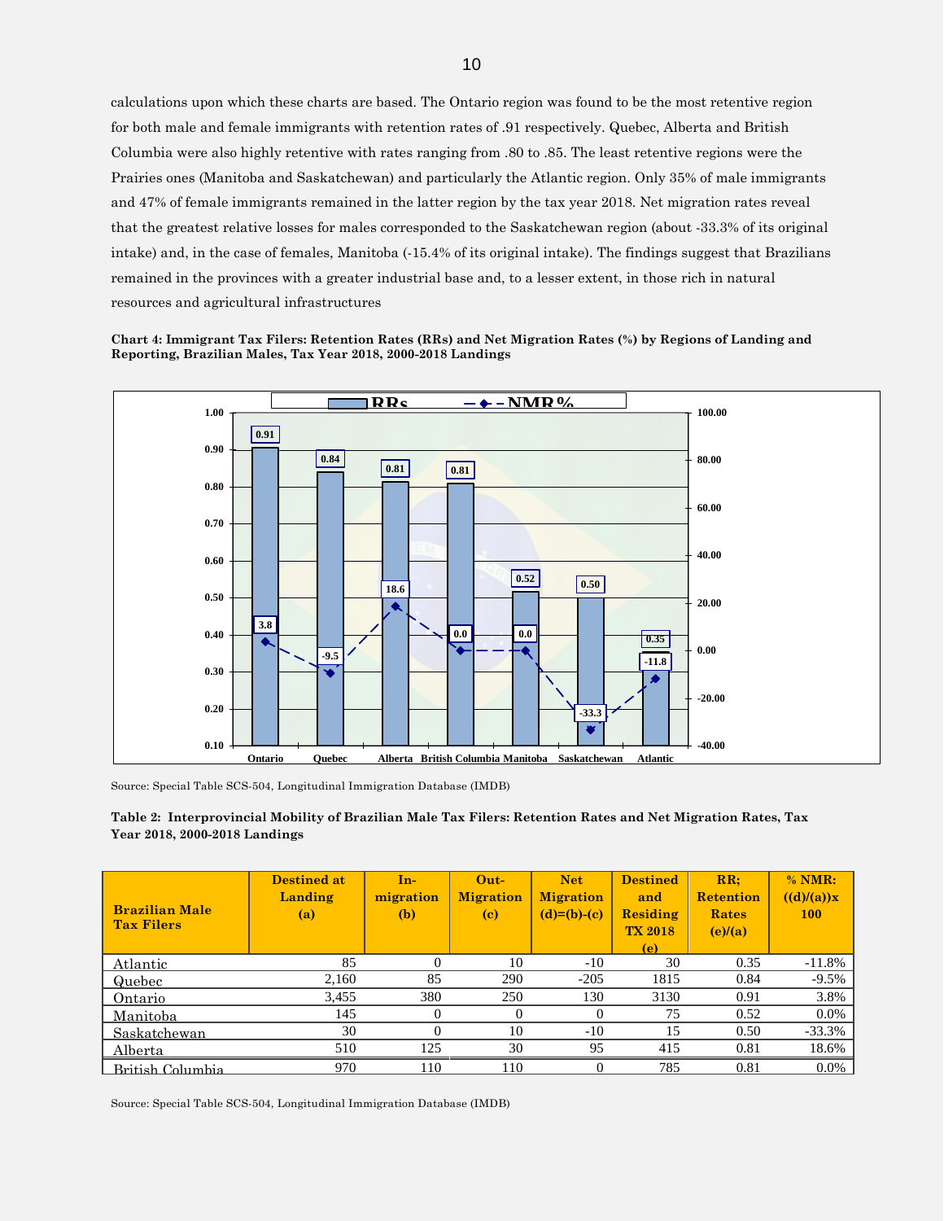calculations upon which these charts are based. The Ontario region was found to be the most retentive region for both male and female immigrants with retention rates of .91 respectively. Quebec, Alberta and British Columbia were also highly retentive with rates ranging from .80 to .85. The least retentive regions were the Prairies ones (Manitoba and Saskatchewan) and particularly the Atlantic region. Only 35% of male immigrants and 47% of female immigrants remained in the latter region by the tax year 2018. Net migration rates reveal that the greatest relative losses for males corresponded to the Saskatchewan region (about -33.3% of its original intake) and, in the case of females, Manitoba (-15.4% of its original intake). The findings suggest that Brazilians remained in the provinces with a greater industrial base and, to a lesser extent, in those rich in natural resources and agricultural infrastructures

**Chart 4: Immigrant Tax Filers: Retention Rates (RRs) and Net Migration Rates (%) by Regions of Landing and Reporting, Brazilian Males, Tax Year 2018, 2000-2018 Landings**

| Region | RRs | NMR % |
|---|---|---|
| Ontario | 0.91 | 3.8 |
| Quebec | 0.84 | -9.5 |
| Alberta | 0.81 | 18.6 |
| British Columbia | 0.81 | 0.0 |
| Manitoba | 0.52 | 0.0 |
| Saskatchewan | 0.50 | -33.3 |
| Atlantic | 0.35 | -11.8 |

Source: Special Table SCS-504, Longitudinal Immigration Database (IMDB)

**Table 2: Interprovincial Mobility of Brazilian Male Tax Filers: Retention Rates and Net Migration Rates, Tax Year 2018, 2000-2018 Landings**

| Brazilian Male Tax Filers | Destined at Landing (a) | In-migration (b) | Out-Migration (c) | Net Migration (d)=(b)-(c) | Destined and Residing TX 2018 (e) | RR; Retention Rates (e)/(a) | % NMR: ((d)/(a))x 100 |
|---|---|---|---|---|---|---|---|
| Atlantic | 85 | 0 | 10 | -10 | 30 | 0.35 | -11.8% |
| Quebec | 2,160 | 85 | 290 | -205 | 1815 | 0.84 | -9.5% |
| Ontario | 3,455 | 380 | 250 | 130 | 3130 | 0.91 | 3.8% |
| Manitoba | 145 | 0 | 0 | 0 | 75 | 0.52 | 0.0% |
| Saskatchewan | 30 | 0 | 10 | -10 | 15 | 0.50 | -33.3% |
| Alberta | 510 | 125 | 30 | 95 | 415 | 0.81 | 18.6% |
| British Columbia | 970 | 110 | 110 | 0 | 785 | 0.81 | 0.0% |

Source: Special Table SCS-504, Longitudinal Immigration Database (IMDB)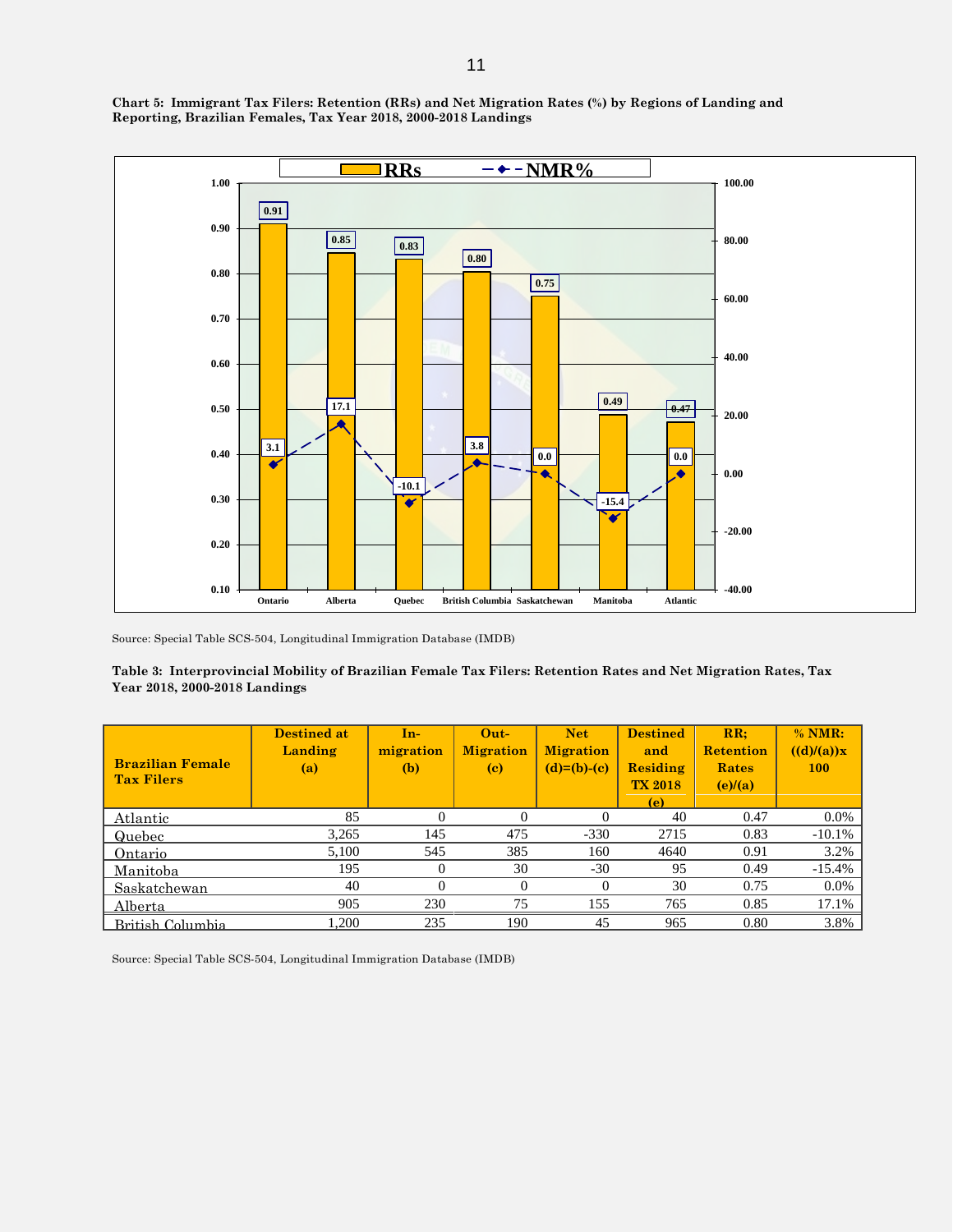**Chart 5: Immigrant Tax Filers: Retention (RRs) and Net Migration Rates (%) by Regions of Landing and Reporting, Brazilian Females, Tax Year 2018, 2000-2018 Landings**

| Region | RRs | NMR% |
|---|---|---|
| Ontario | 0.91 | 3.1 |
| Alberta | 0.85 | 17.1 |
| Quebec | 0.83 | -10.1 |
| British Columbia | 0.80 | 3.8 |
| Saskatchewan | 0.75 | 0.0 |
| Manitoba | 0.49 | -15.4 |
| Atlantic | 0.47 | 0.0 |

Source: Special Table SCS-504, Longitudinal Immigration Database (IMDB)

**Table 3: Interprovincial Mobility of Brazilian Female Tax Filers: Retention Rates and Net Migration Rates, Tax Year 2018, 2000-2018 Landings**

| Brazilian Female Tax Filers | Destined at Landing (a) | In-migration (b) | Out-Migration (c) | Net Migration (d)=(b)-(c) | Destined and Residing TX 2018 (e) | RR; Retention Rates (e)/(a) | % NMR: ((d)/(a))x 100 |
|---|---|---|---|---|---|---|---|
| Atlantic | 85 | 0 | 0 | 0 | 40 | 0.47 | 0.0% |
| Quebec | 3,265 | 145 | 475 | -330 | 2715 | 0.83 | -10.1% |
| Ontario | 5,100 | 545 | 385 | 160 | 4640 | 0.91 | 3.2% |
| Manitoba | 195 | 0 | 30 | -30 | 95 | 0.49 | -15.4% |
| Saskatchewan | 40 | 0 | 0 | 0 | 30 | 0.75 | 0.0% |
| Alberta | 905 | 230 | 75 | 155 | 765 | 0.85 | 17.1% |
| British Columbia | 1,200 | 235 | 190 | 45 | 965 | 0.80 | 3.8% |

Source: Special Table SCS-504, Longitudinal Immigration Database (IMDB)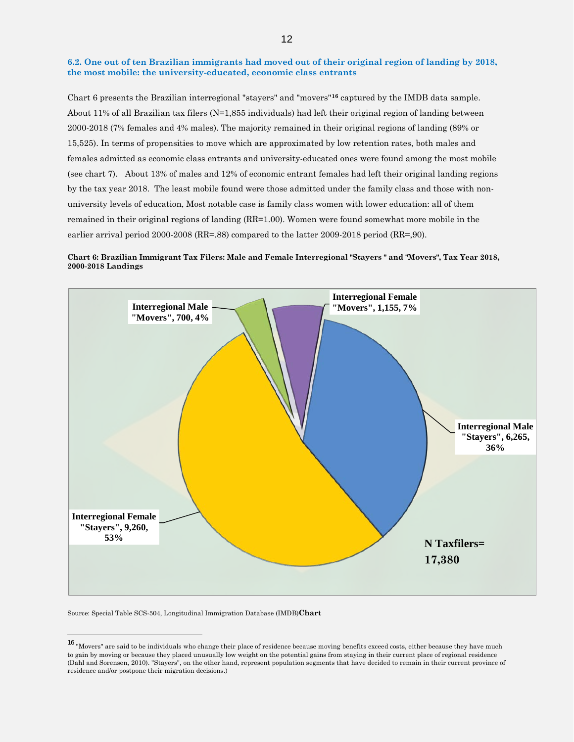## 6.2. One out of ten Brazilian immigrants had moved out of their original region of landing by 2018, the most mobile: the university-educated, economic class entrants

Chart 6 presents the Brazilian interregional "stayers" and "movers"[16] captured by the IMDB data sample. About 11% of all Brazilian tax filers (N=1,855 individuals) had left their original region of landing between 2000-2018 (7% females and 4% males). The majority remained in their original regions of landing (89% or 15,525). In terms of propensities to move which are approximated by low retention rates, both males and females admitted as economic class entrants and university-educated ones were found among the most mobile (see chart 7). About 13% of males and 12% of economic entrant females had left their original landing regions by the tax year 2018. The least mobile found were those admitted under the family class and those with non-university levels of education, Most notable case is family class women with lower education: all of them remained in their original regions of landing (RR=1.00). Women were found somewhat more mobile in the earlier arrival period 2000-2008 (RR=.88) compared to the latter 2009-2018 period (RR=,90).

**Chart 6: Brazilian Immigrant Tax Filers: Male and Female Interregional "Stayers " and "Movers", Tax Year 2018, 2000-2018 Landings**

Interregional Male "Movers", 700, 4%

Interregional Female "Movers", 1,155, 7%

Interregional Male "Stayers", 6,265, 36%

Interregional Female "Stayers", 9,260, 53%

N Taxfilers= 17,380

Source: Special Table SCS-504, Longitudinal Immigration Database (IMDB)**Chart**

[16] "Movers" are said to be individuals who change their place of residence because moving benefits exceed costs, either because they have much to gain by moving or because they placed unusually low weight on the potential gains from staying in their current place of regional residence (Dahl and Sorensen, 2010). "Stayers", on the other hand, represent population segments that have decided to remain in their current province of residence and/or postpone their migration decisions.)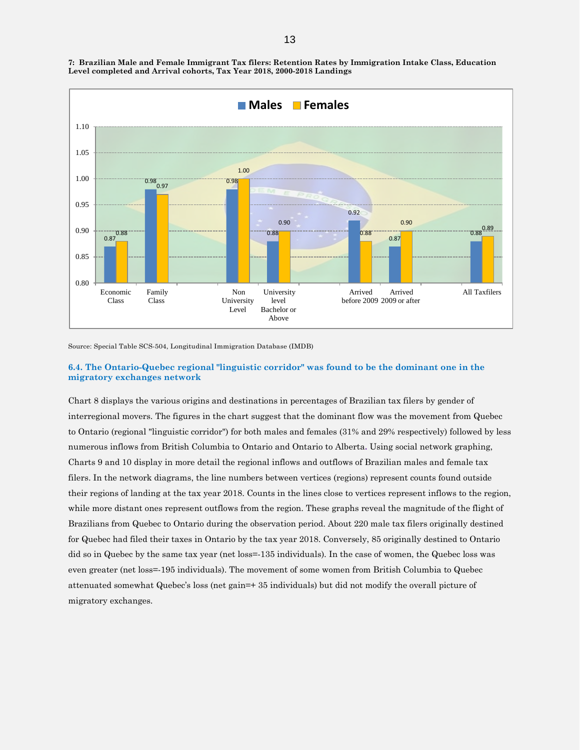**7: Brazilian Male and Female Immigrant Tax filers: Retention Rates by Immigration Intake Class, Education Level completed and Arrival cohorts, Tax Year 2018, 2000-2018 Landings**

| | Males | Females |
|---|---|---|
| Economic Class | 0.87 | 0.88 |
| Family Class | 0.98 | 0.97 |
| Non University Level | 0.98 | 1.00 |
| University level Bachelor or Above | 0.88 | 0.90 |
| Arrived before 2009 | 0.92 | 0.88 |
| Arrived 2009 or after | 0.87 | 0.90 |
| All Taxfilers | 0.88 | 0.89 |

Source: Special Table SCS-504, Longitudinal Immigration Database (IMDB)

### 6.4. The Ontario-Quebec regional "linguistic corridor" was found to be the dominant one in the migratory exchanges network

Chart 8 displays the various origins and destinations in percentages of Brazilian tax filers by gender of interregional movers. The figures in the chart suggest that the dominant flow was the movement from Quebec to Ontario (regional "linguistic corridor") for both males and females (31% and 29% respectively) followed by less numerous inflows from British Columbia to Ontario and Ontario to Alberta. Using social network graphing, Charts 9 and 10 display in more detail the regional inflows and outflows of Brazilian males and female tax filers. In the network diagrams, the line numbers between vertices (regions) represent counts found outside their regions of landing at the tax year 2018. Counts in the lines close to vertices represent inflows to the region, while more distant ones represent outflows from the region. These graphs reveal the magnitude of the flight of Brazilians from Quebec to Ontario during the observation period. About 220 male tax filers originally destined for Quebec had filed their taxes in Ontario by the tax year 2018. Conversely, 85 originally destined to Ontario did so in Quebec by the same tax year (net loss=-135 individuals). In the case of women, the Quebec loss was even greater (net loss=-195 individuals). The movement of some women from British Columbia to Quebec attenuated somewhat Quebec's loss (net gain=+ 35 individuals) but did not modify the overall picture of migratory exchanges.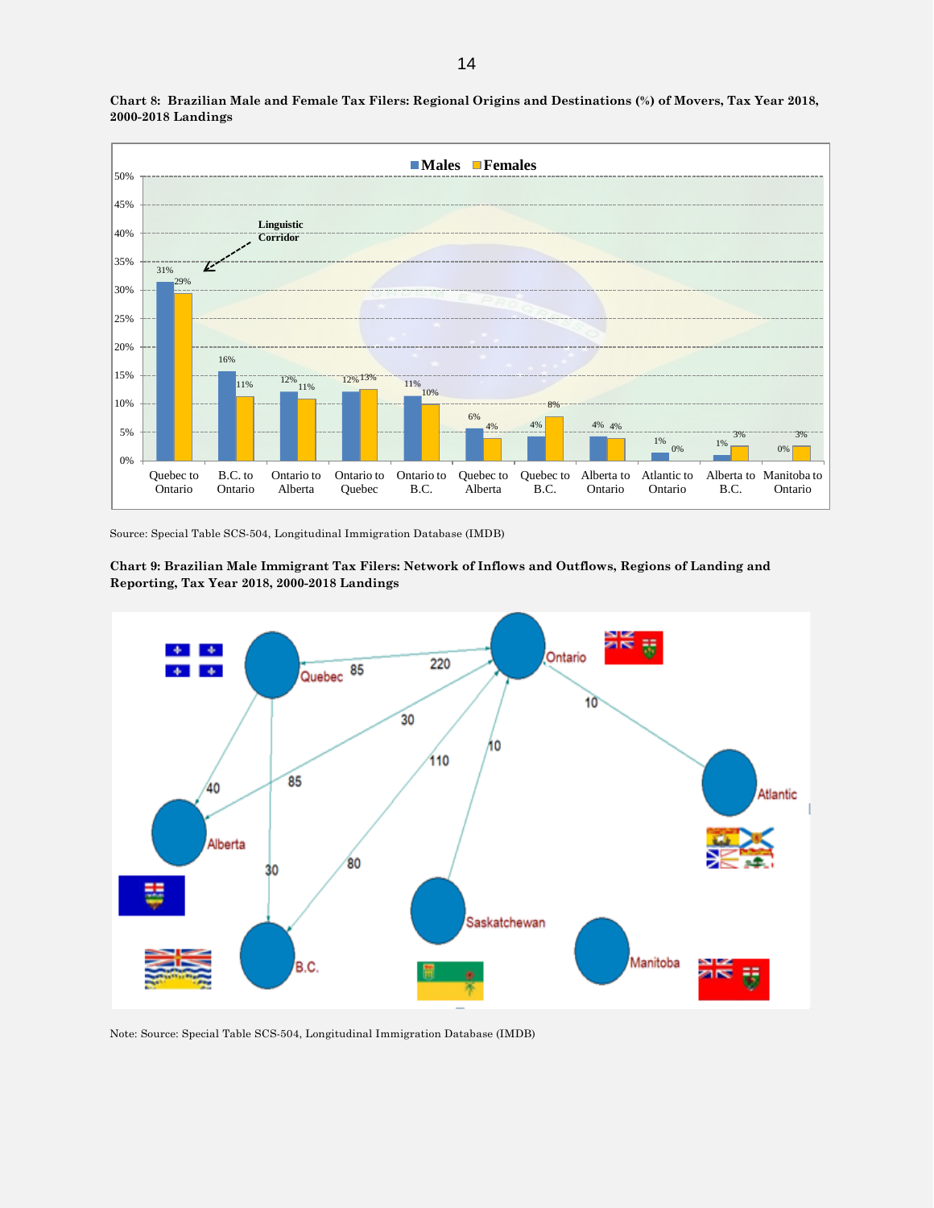**Chart 8: Brazilian Male and Female Tax Filers: Regional Origins and Destinations (%) of Movers, Tax Year 2018, 2000-2018 Landings**

| | Males | Females |
|---|---|---|
| Quebec to Ontario | 31% | 29% |
| B.C. to Ontario | 16% | 11% |
| Ontario to Alberta | 12% | 11% |
| Ontario to Quebec | 12% | 13% |
| Ontario to B.C. | 11% | 10% |
| Quebec to Alberta | 6% | 4% |
| Quebec to B.C. | 4% | 8% |
| Alberta to Ontario | 4% | 4% |
| Atlantic to Ontario | 1% | 0% |
| Alberta to B.C. | 1% | 3% |
| Manitoba to Ontario | 0% | 3% |

Linguistic Corridor

Source: Special Table SCS-504, Longitudinal Immigration Database (IMDB)

**Chart 9: Brazilian Male Immigrant Tax Filers: Network of Inflows and Outflows, Regions of Landing and Reporting, Tax Year 2018, 2000-2018 Landings**

Quebec, Ontario, Alberta, B.C., Saskatchewan, Manitoba, Atlantic

220, 85, 10, 30, 110, 10, 40, 85, 30, 80

Note: Source: Special Table SCS-504, Longitudinal Immigration Database (IMDB)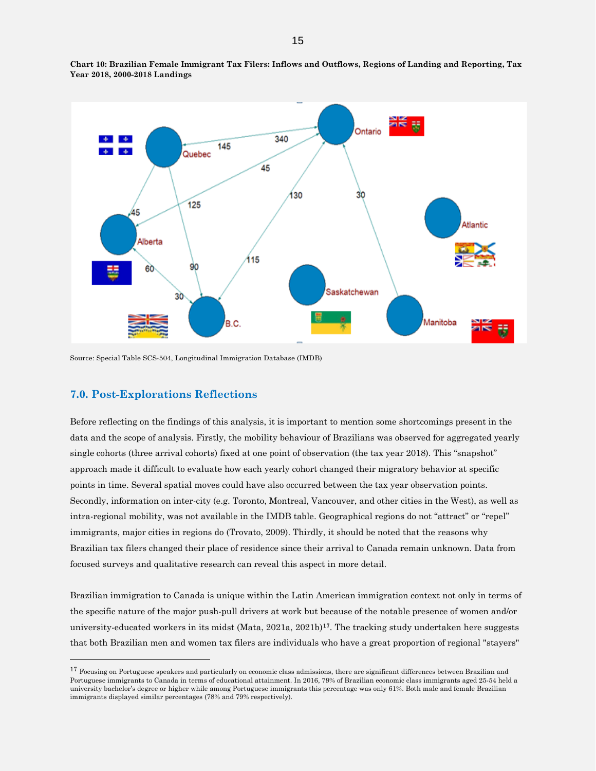**Chart 10: Brazilian Female Immigrant Tax Filers: Inflows and Outflows, Regions of Landing and Reporting, Tax Year 2018, 2000-2018 Landings**

Source: Special Table SCS-504, Longitudinal Immigration Database (IMDB)

## 7.0. Post-Explorations Reflections

Before reflecting on the findings of this analysis, it is important to mention some shortcomings present in the data and the scope of analysis. Firstly, the mobility behaviour of Brazilians was observed for aggregated yearly single cohorts (three arrival cohorts) fixed at one point of observation (the tax year 2018). This "snapshot" approach made it difficult to evaluate how each yearly cohort changed their migratory behavior at specific points in time. Several spatial moves could have also occurred between the tax year observation points. Secondly, information on inter-city (e.g. Toronto, Montreal, Vancouver, and other cities in the West), as well as intra-regional mobility, was not available in the IMDB table. Geographical regions do not "attract" or "repel" immigrants, major cities in regions do (Trovato, 2009). Thirdly, it should be noted that the reasons why Brazilian tax filers changed their place of residence since their arrival to Canada remain unknown. Data from focused surveys and qualitative research can reveal this aspect in more detail.

Brazilian immigration to Canada is unique within the Latin American immigration context not only in terms of the specific nature of the major push-pull drivers at work but because of the notable presence of women and/or university-educated workers in its midst (Mata, 2021a, 2021b)[17]. The tracking study undertaken here suggests that both Brazilian men and women tax filers are individuals who have a great proportion of regional "stayers"

---

[17] Focusing on Portuguese speakers and particularly on economic class admissions, there are significant differences between Brazilian and Portuguese immigrants to Canada in terms of educational attainment. In 2016, 79% of Brazilian economic class immigrants aged 25-54 held a university bachelor's degree or higher while among Portuguese immigrants this percentage was only 61%. Both male and female Brazilian immigrants displayed similar percentages (78% and 79% respectively).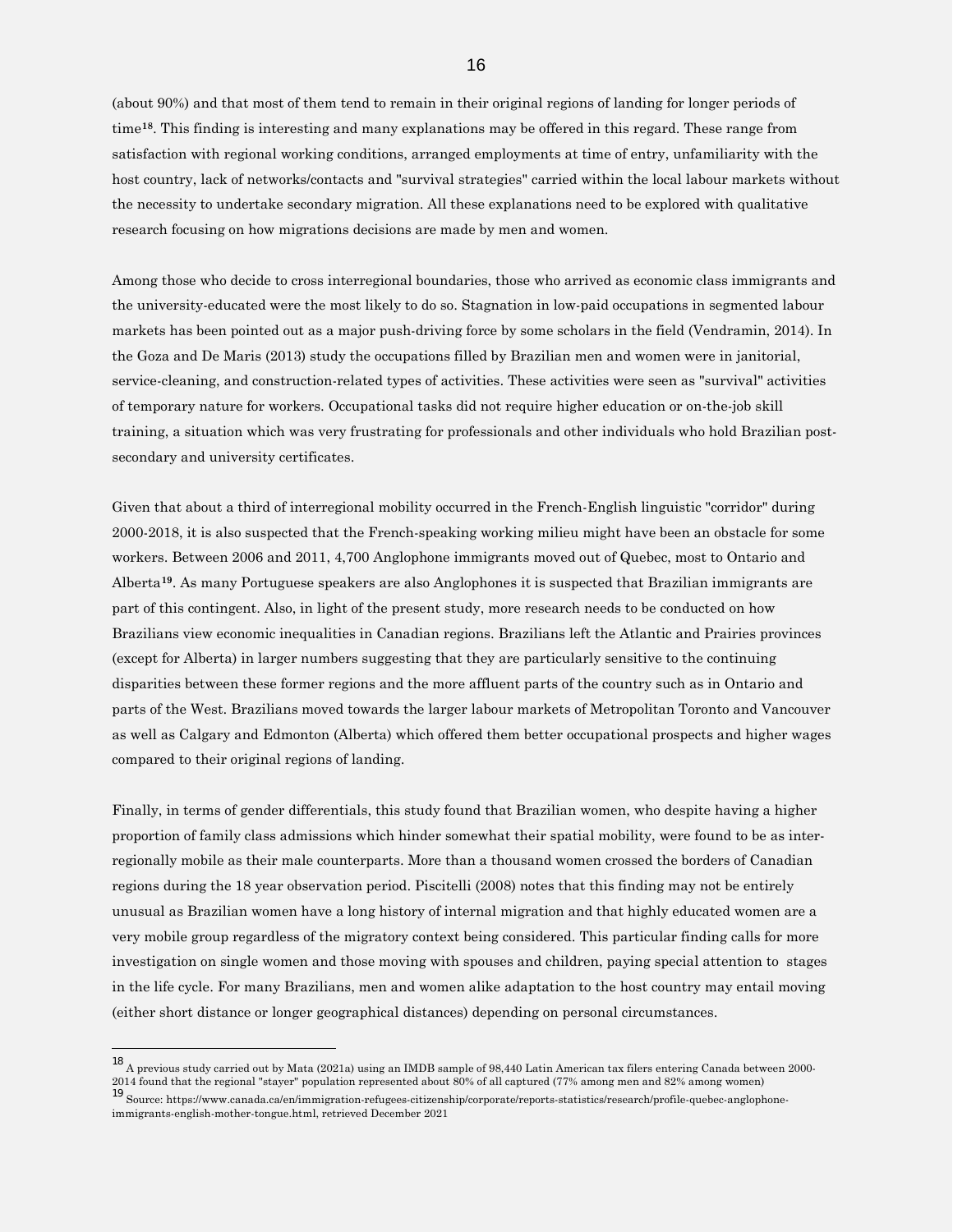(about 90%) and that most of them tend to remain in their original regions of landing for longer periods of time[18]. This finding is interesting and many explanations may be offered in this regard. These range from satisfaction with regional working conditions, arranged employments at time of entry, unfamiliarity with the host country, lack of networks/contacts and "survival strategies" carried within the local labour markets without the necessity to undertake secondary migration. All these explanations need to be explored with qualitative research focusing on how migrations decisions are made by men and women.

Among those who decide to cross interregional boundaries, those who arrived as economic class immigrants and the university-educated were the most likely to do so. Stagnation in low-paid occupations in segmented labour markets has been pointed out as a major push-driving force by some scholars in the field (Vendramin, 2014). In the Goza and De Maris (2013) study the occupations filled by Brazilian men and women were in janitorial, service-cleaning, and construction-related types of activities. These activities were seen as "survival" activities of temporary nature for workers. Occupational tasks did not require higher education or on-the-job skill training, a situation which was very frustrating for professionals and other individuals who hold Brazilian post-secondary and university certificates.

Given that about a third of interregional mobility occurred in the French-English linguistic "corridor" during 2000-2018, it is also suspected that the French-speaking working milieu might have been an obstacle for some workers. Between 2006 and 2011, 4,700 Anglophone immigrants moved out of Quebec, most to Ontario and Alberta[19]. As many Portuguese speakers are also Anglophones it is suspected that Brazilian immigrants are part of this contingent. Also, in light of the present study, more research needs to be conducted on how Brazilians view economic inequalities in Canadian regions. Brazilians left the Atlantic and Prairies provinces (except for Alberta) in larger numbers suggesting that they are particularly sensitive to the continuing disparities between these former regions and the more affluent parts of the country such as in Ontario and parts of the West. Brazilians moved towards the larger labour markets of Metropolitan Toronto and Vancouver as well as Calgary and Edmonton (Alberta) which offered them better occupational prospects and higher wages compared to their original regions of landing.

Finally, in terms of gender differentials, this study found that Brazilian women, who despite having a higher proportion of family class admissions which hinder somewhat their spatial mobility, were found to be as inter-regionally mobile as their male counterparts. More than a thousand women crossed the borders of Canadian regions during the 18 year observation period. Piscitelli (2008) notes that this finding may not be entirely unusual as Brazilian women have a long history of internal migration and that highly educated women are a very mobile group regardless of the migratory context being considered. This particular finding calls for more investigation on single women and those moving with spouses and children, paying special attention to stages in the life cycle. For many Brazilians, men and women alike adaptation to the host country may entail moving (either short distance or longer geographical distances) depending on personal circumstances.

---

[18] A previous study carried out by Mata (2021a) using an IMDB sample of 98,440 Latin American tax filers entering Canada between 2000-2014 found that the regional "stayer" population represented about 80% of all captured (77% among men and 82% among women)

[19] Source: https://www.canada.ca/en/immigration-refugees-citizenship/corporate/reports-statistics/research/profile-quebec-anglophone-immigrants-english-mother-tongue.html, retrieved December 2021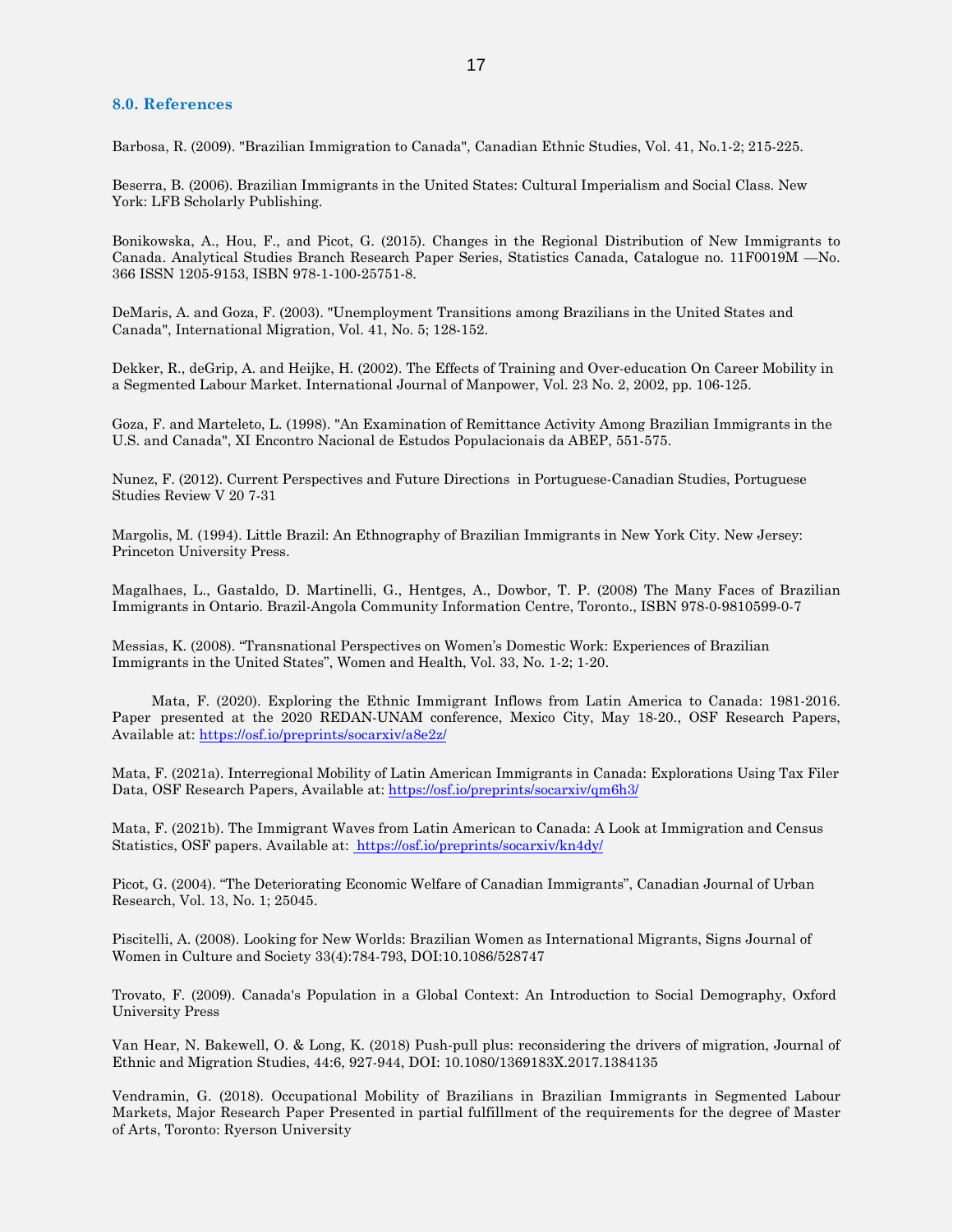## 8.0. References

Barbosa, R. (2009). "Brazilian Immigration to Canada", Canadian Ethnic Studies, Vol. 41, No.1-2; 215-225.

Beserra, B. (2006). Brazilian Immigrants in the United States: Cultural Imperialism and Social Class. New York: LFB Scholarly Publishing.

Bonikowska, A., Hou, F., and Picot, G. (2015). Changes in the Regional Distribution of New Immigrants to Canada. Analytical Studies Branch Research Paper Series, Statistics Canada, Catalogue no. 11F0019M —No. 366 ISSN 1205-9153, ISBN 978-1-100-25751-8.

DeMaris, A. and Goza, F. (2003). "Unemployment Transitions among Brazilians in the United States and Canada", International Migration, Vol. 41, No. 5; 128-152.

Dekker, R., deGrip, A. and Heijke, H. (2002). The Effects of Training and Over-education On Career Mobility in a Segmented Labour Market. International Journal of Manpower, Vol. 23 No. 2, 2002, pp. 106-125.

Goza, F. and Marteleto, L. (1998). "An Examination of Remittance Activity Among Brazilian Immigrants in the U.S. and Canada", XI Encontro Nacional de Estudos Populacionais da ABEP, 551-575.

Nunez, F. (2012). Current Perspectives and Future Directions in Portuguese-Canadian Studies, Portuguese Studies Review V 20 7-31

Margolis, M. (1994). Little Brazil: An Ethnography of Brazilian Immigrants in New York City. New Jersey: Princeton University Press.

Magalhaes, L., Gastaldo, D. Martinelli, G., Hentges, A., Dowbor, T. P. (2008) The Many Faces of Brazilian Immigrants in Ontario. Brazil-Angola Community Information Centre, Toronto., ISBN 978-0-9810599-0-7

Messias, K. (2008). "Transnational Perspectives on Women's Domestic Work: Experiences of Brazilian Immigrants in the United States", Women and Health, Vol. 33, No. 1-2; 1-20.

Mata, F. (2020). Exploring the Ethnic Immigrant Inflows from Latin America to Canada: 1981-2016. Paper presented at the 2020 REDAN-UNAM conference, Mexico City, May 18-20., OSF Research Papers, Available at: https://osf.io/preprints/socarxiv/a8e2z/

Mata, F. (2021a). Interregional Mobility of Latin American Immigrants in Canada: Explorations Using Tax Filer Data, OSF Research Papers, Available at: https://osf.io/preprints/socarxiv/qm6h3/

Mata, F. (2021b). The Immigrant Waves from Latin American to Canada: A Look at Immigration and Census Statistics, OSF papers. Available at: https://osf.io/preprints/socarxiv/kn4dy/

Picot, G. (2004). "The Deteriorating Economic Welfare of Canadian Immigrants", Canadian Journal of Urban Research, Vol. 13, No. 1; 25045.

Piscitelli, A. (2008). Looking for New Worlds: Brazilian Women as International Migrants, Signs Journal of Women in Culture and Society 33(4):784-793, DOI:10.1086/528747

Trovato, F. (2009). Canada's Population in a Global Context: An Introduction to Social Demography, Oxford University Press

Van Hear, N. Bakewell, O. & Long, K. (2018) Push-pull plus: reconsidering the drivers of migration, Journal of Ethnic and Migration Studies, 44:6, 927-944, DOI: 10.1080/1369183X.2017.1384135

Vendramin, G. (2018). Occupational Mobility of Brazilians in Brazilian Immigrants in Segmented Labour Markets, Major Research Paper Presented in partial fulfillment of the requirements for the degree of Master of Arts, Toronto: Ryerson University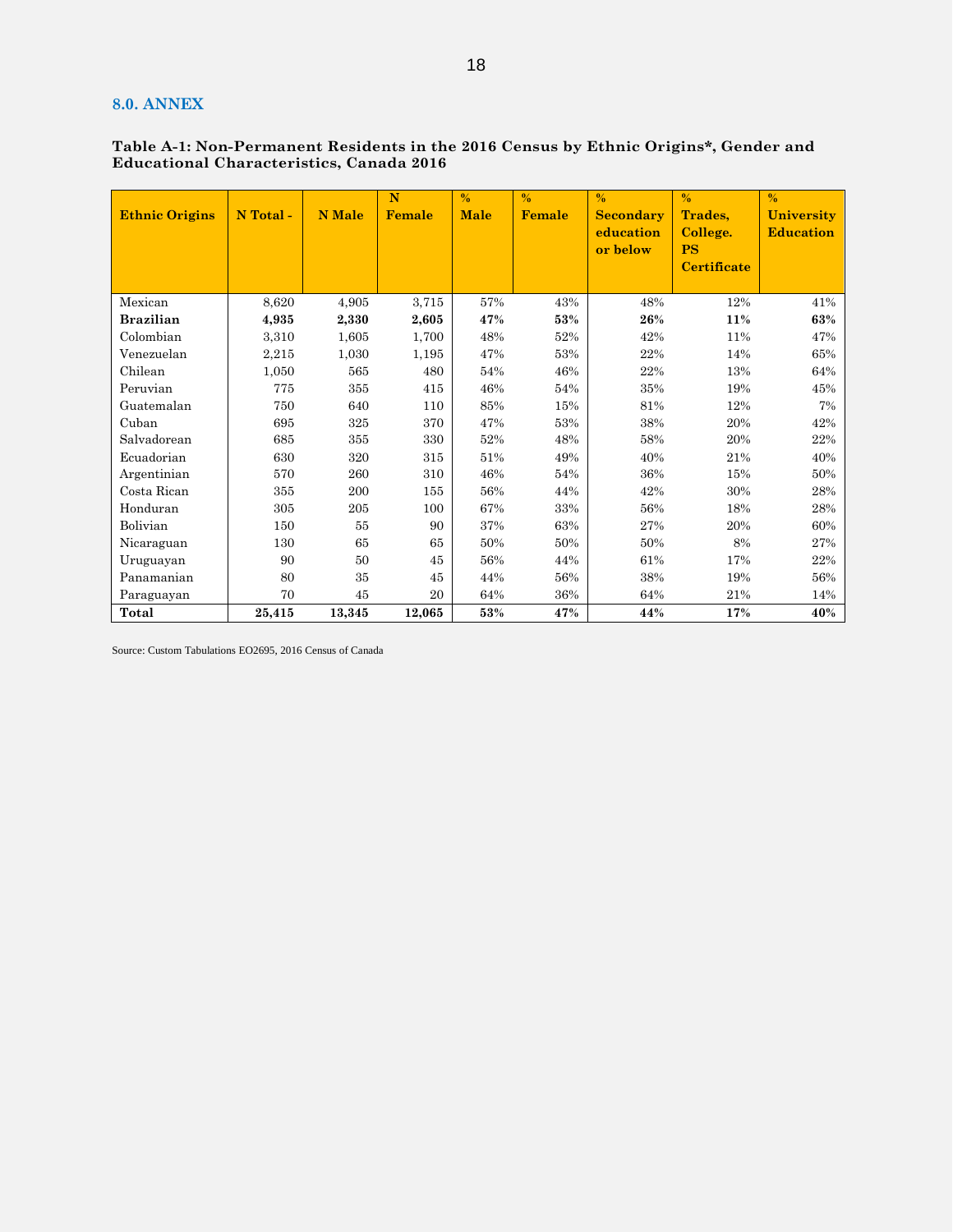## 8.0. ANNEX

**Table A-1: Non-Permanent Residents in the 2016 Census by Ethnic Origins*, Gender and Educational Characteristics, Canada 2016**

| Ethnic Origins | N Total - | N Male | N Female | % Male | % Female | % Secondary education or below | % Trades, College. PS Certificate | % University Education |
|---|---|---|---|---|---|---|---|---|
| Mexican | 8,620 | 4,905 | 3,715 | 57% | 43% | 48% | 12% | 41% |
| **Brazilian** | **4,935** | **2,330** | **2,605** | **47%** | **53%** | **26%** | **11%** | **63%** |
| Colombian | 3,310 | 1,605 | 1,700 | 48% | 52% | 42% | 11% | 47% |
| Venezuelan | 2,215 | 1,030 | 1,195 | 47% | 53% | 22% | 14% | 65% |
| Chilean | 1,050 | 565 | 480 | 54% | 46% | 22% | 13% | 64% |
| Peruvian | 775 | 355 | 415 | 46% | 54% | 35% | 19% | 45% |
| Guatemalan | 750 | 640 | 110 | 85% | 15% | 81% | 12% | 7% |
| Cuban | 695 | 325 | 370 | 47% | 53% | 38% | 20% | 42% |
| Salvadorean | 685 | 355 | 330 | 52% | 48% | 58% | 20% | 22% |
| Ecuadorian | 630 | 320 | 315 | 51% | 49% | 40% | 21% | 40% |
| Argentinian | 570 | 260 | 310 | 46% | 54% | 36% | 15% | 50% |
| Costa Rican | 355 | 200 | 155 | 56% | 44% | 42% | 30% | 28% |
| Honduran | 305 | 205 | 100 | 67% | 33% | 56% | 18% | 28% |
| Bolivian | 150 | 55 | 90 | 37% | 63% | 27% | 20% | 60% |
| Nicaraguan | 130 | 65 | 65 | 50% | 50% | 50% | 8% | 27% |
| Uruguayan | 90 | 50 | 45 | 56% | 44% | 61% | 17% | 22% |
| Panamanian | 80 | 35 | 45 | 44% | 56% | 38% | 19% | 56% |
| Paraguayan | 70 | 45 | 20 | 64% | 36% | 64% | 21% | 14% |
| **Total** | **25,415** | **13,345** | **12,065** | **53%** | **47%** | **44%** | **17%** | **40%** |

Source: Custom Tabulations EO2695, 2016 Census of Canada